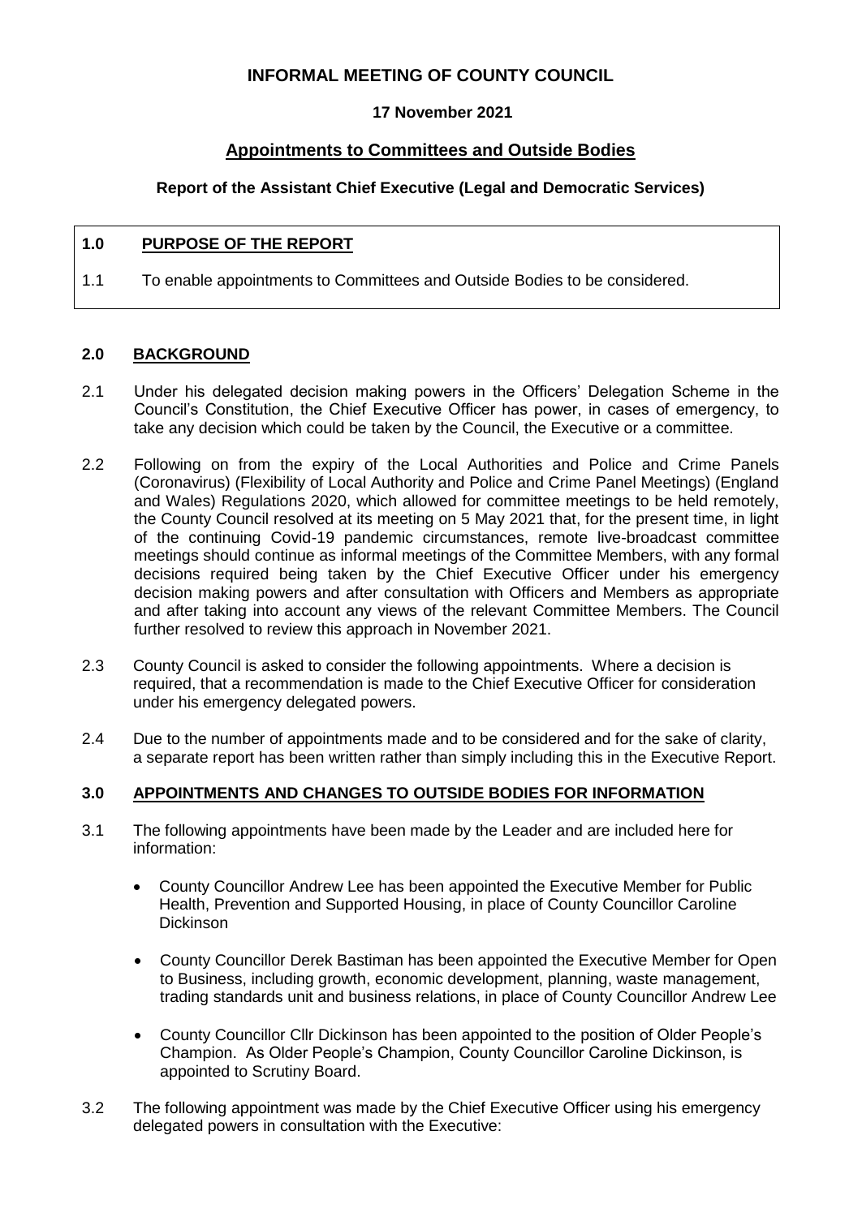# INFORMAL MEETING OF COUNTY COUNCIL

**17 November 2021**

## Appointments to Committees and Outside Bodies

**Report of the Assistant Chief Executive (Legal and Democratic Services)**

### 1.0 PURPOSE OF THE REPORT

1.1 To enable appointments to Committees and Outside Bodies to be considered.

### 2.0 BACKGROUND

2.1 Under his delegated decision making powers in the Officers' Delegation Scheme in the Council's Constitution, the Chief Executive Officer has power, in cases of emergency, to take any decision which could be taken by the Council, the Executive or a committee.

2.2 Following on from the expiry of the Local Authorities and Police and Crime Panels (Coronavirus) (Flexibility of Local Authority and Police and Crime Panel Meetings) (England and Wales) Regulations 2020, which allowed for committee meetings to be held remotely, the County Council resolved at its meeting on 5 May 2021 that, for the present time, in light of the continuing Covid-19 pandemic circumstances, remote live-broadcast committee meetings should continue as informal meetings of the Committee Members, with any formal decisions required being taken by the Chief Executive Officer under his emergency decision making powers and after consultation with Officers and Members as appropriate and after taking into account any views of the relevant Committee Members. The Council further resolved to review this approach in November 2021.

2.3 County Council is asked to consider the following appointments. Where a decision is required, that a recommendation is made to the Chief Executive Officer for consideration under his emergency delegated powers.

2.4 Due to the number of appointments made and to be considered and for the sake of clarity, a separate report has been written rather than simply including this in the Executive Report.

### 3.0 APPOINTMENTS AND CHANGES TO OUTSIDE BODIES FOR INFORMATION

3.1 The following appointments have been made by the Leader and are included here for information:

- County Councillor Andrew Lee has been appointed the Executive Member for Public Health, Prevention and Supported Housing, in place of County Councillor Caroline Dickinson
- County Councillor Derek Bastiman has been appointed the Executive Member for Open to Business, including growth, economic development, planning, waste management, trading standards unit and business relations, in place of County Councillor Andrew Lee
- County Councillor Cllr Dickinson has been appointed to the position of Older People's Champion. As Older People's Champion, County Councillor Caroline Dickinson, is appointed to Scrutiny Board.

3.2 The following appointment was made by the Chief Executive Officer using his emergency delegated powers in consultation with the Executive: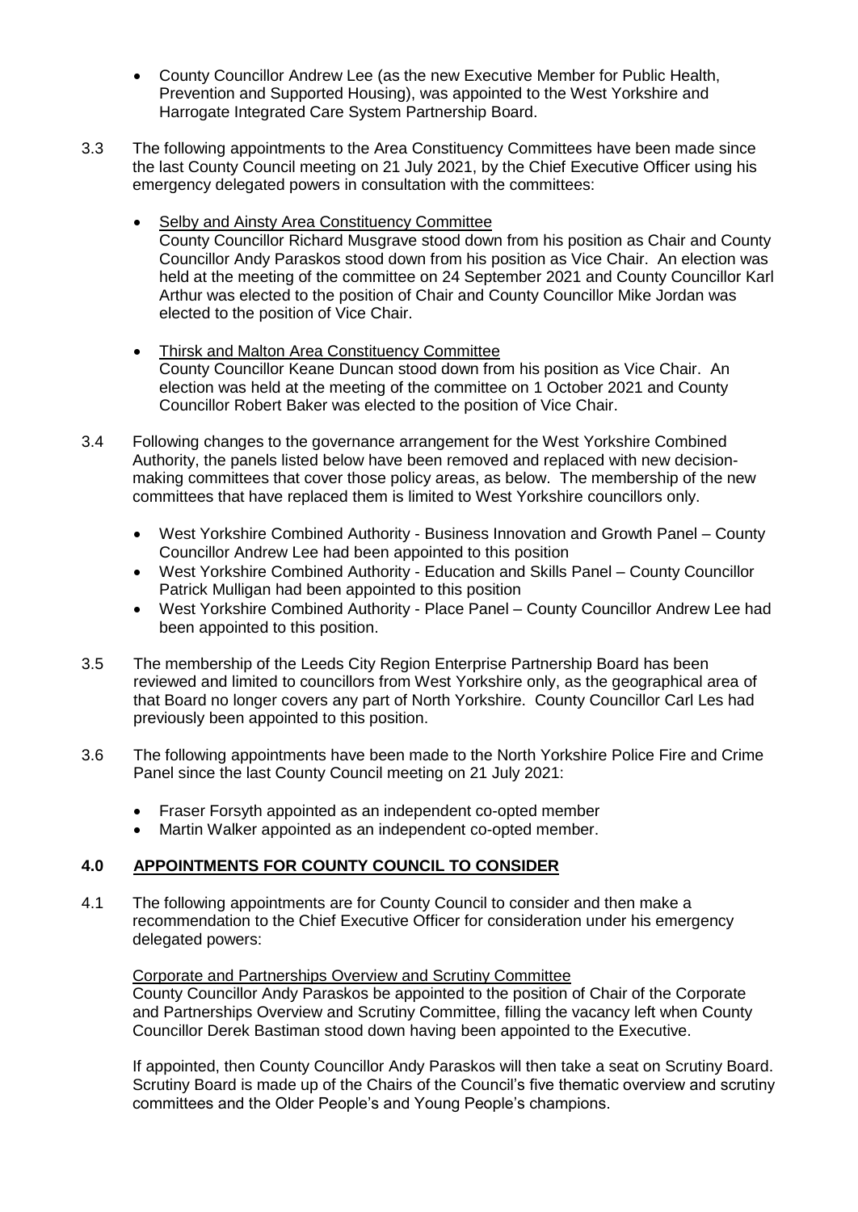- County Councillor Andrew Lee (as the new Executive Member for Public Health, Prevention and Supported Housing), was appointed to the West Yorkshire and Harrogate Integrated Care System Partnership Board.

3.3 The following appointments to the Area Constituency Committees have been made since the last County Council meeting on 21 July 2021, by the Chief Executive Officer using his emergency delegated powers in consultation with the committees:

- Selby and Ainsty Area Constituency Committee
  County Councillor Richard Musgrave stood down from his position as Chair and County Councillor Andy Paraskos stood down from his position as Vice Chair. An election was held at the meeting of the committee on 24 September 2021 and County Councillor Karl Arthur was elected to the position of Chair and County Councillor Mike Jordan was elected to the position of Vice Chair.

- Thirsk and Malton Area Constituency Committee
  County Councillor Keane Duncan stood down from his position as Vice Chair. An election was held at the meeting of the committee on 1 October 2021 and County Councillor Robert Baker was elected to the position of Vice Chair.

3.4 Following changes to the governance arrangement for the West Yorkshire Combined Authority, the panels listed below have been removed and replaced with new decision-making committees that cover those policy areas, as below. The membership of the new committees that have replaced them is limited to West Yorkshire councillors only.

- West Yorkshire Combined Authority - Business Innovation and Growth Panel – County Councillor Andrew Lee had been appointed to this position
- West Yorkshire Combined Authority - Education and Skills Panel – County Councillor Patrick Mulligan had been appointed to this position
- West Yorkshire Combined Authority - Place Panel – County Councillor Andrew Lee had been appointed to this position.

3.5 The membership of the Leeds City Region Enterprise Partnership Board has been reviewed and limited to councillors from West Yorkshire only, as the geographical area of that Board no longer covers any part of North Yorkshire. County Councillor Carl Les had previously been appointed to this position.

3.6 The following appointments have been made to the North Yorkshire Police Fire and Crime Panel since the last County Council meeting on 21 July 2021:

- Fraser Forsyth appointed as an independent co-opted member
- Martin Walker appointed as an independent co-opted member.

## 4.0 APPOINTMENTS FOR COUNTY COUNCIL TO CONSIDER

4.1 The following appointments are for County Council to consider and then make a recommendation to the Chief Executive Officer for consideration under his emergency delegated powers:

Corporate and Partnerships Overview and Scrutiny Committee
County Councillor Andy Paraskos be appointed to the position of Chair of the Corporate and Partnerships Overview and Scrutiny Committee, filling the vacancy left when County Councillor Derek Bastiman stood down having been appointed to the Executive.

If appointed, then County Councillor Andy Paraskos will then take a seat on Scrutiny Board. Scrutiny Board is made up of the Chairs of the Council's five thematic overview and scrutiny committees and the Older People's and Young People's champions.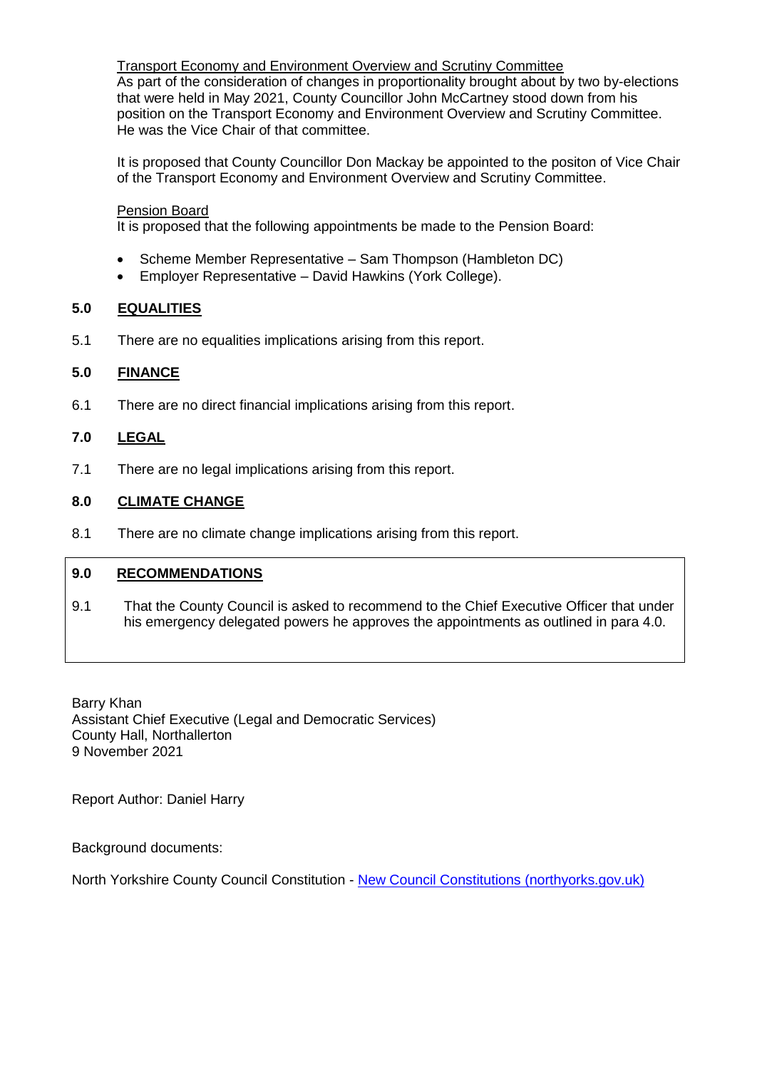Transport Economy and Environment Overview and Scrutiny Committee
As part of the consideration of changes in proportionality brought about by two by-elections that were held in May 2021, County Councillor John McCartney stood down from his position on the Transport Economy and Environment Overview and Scrutiny Committee. He was the Vice Chair of that committee.

It is proposed that County Councillor Don Mackay be appointed to the positon of Vice Chair of the Transport Economy and Environment Overview and Scrutiny Committee.

Pension Board
It is proposed that the following appointments be made to the Pension Board:

- Scheme Member Representative – Sam Thompson (Hambleton DC)
- Employer Representative – David Hawkins (York College).

## 5.0 EQUALITIES

5.1 There are no equalities implications arising from this report.

## 5.0 FINANCE

6.1 There are no direct financial implications arising from this report.

## 7.0 LEGAL

7.1 There are no legal implications arising from this report.

## 8.0 CLIMATE CHANGE

8.1 There are no climate change implications arising from this report.

## 9.0 RECOMMENDATIONS

9.1 That the County Council is asked to recommend to the Chief Executive Officer that under his emergency delegated powers he approves the appointments as outlined in para 4.0.

Barry Khan
Assistant Chief Executive (Legal and Democratic Services)
County Hall, Northallerton
9 November 2021

Report Author: Daniel Harry

Background documents:

North Yorkshire County Council Constitution - New Council Constitutions (northyorks.gov.uk)